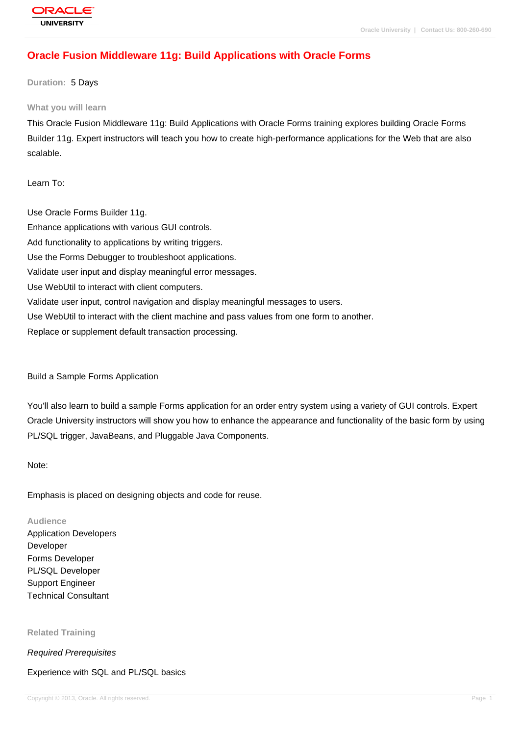# Oracle Fusion Middleware 11g: Build Applications with Oracle Forms

**Duration:** 5 Days

### What you will learn

This Oracle Fusion Middleware 11g: Build Applications with Oracle Forms training explores building Oracle Forms Builder 11g. Expert instructors will teach you how to create high-performance applications for the Web that are also scalable.

Learn To:

Use Oracle Forms Builder 11g.
Enhance applications with various GUI controls.
Add functionality to applications by writing triggers.
Use the Forms Debugger to troubleshoot applications.
Validate user input and display meaningful error messages.
Use WebUtil to interact with client computers.
Validate user input, control navigation and display meaningful messages to users.
Use WebUtil to interact with the client machine and pass values from one form to another.
Replace or supplement default transaction processing.

Build a Sample Forms Application

You'll also learn to build a sample Forms application for an order entry system using a variety of GUI controls. Expert Oracle University instructors will show you how to enhance the appearance and functionality of the basic form by using PL/SQL trigger, JavaBeans, and Pluggable Java Components.

Note:

Emphasis is placed on designing objects and code for reuse.

### Audience

Application Developers
Developer
Forms Developer
PL/SQL Developer
Support Engineer
Technical Consultant

### Related Training

*Required Prerequisites*

Experience with SQL and PL/SQL basics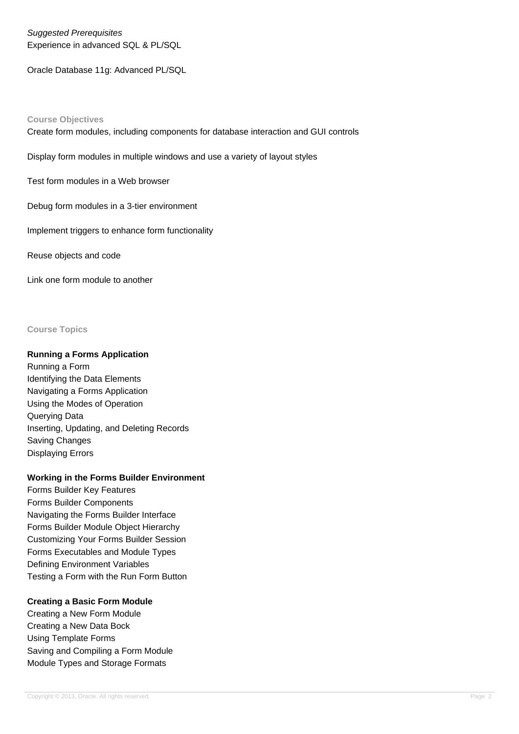*Suggested Prerequisites*
Experience in advanced SQL & PL/SQL

Oracle Database 11g: Advanced PL/SQL

## Course Objectives

Create form modules, including components for database interaction and GUI controls

Display form modules in multiple windows and use a variety of layout styles

Test form modules in a Web browser

Debug form modules in a 3-tier environment

Implement triggers to enhance form functionality

Reuse objects and code

Link one form module to another

## Course Topics

### Running a Forms Application

Running a Form
Identifying the Data Elements
Navigating a Forms Application
Using the Modes of Operation
Querying Data
Inserting, Updating, and Deleting Records
Saving Changes
Displaying Errors

### Working in the Forms Builder Environment

Forms Builder Key Features
Forms Builder Components
Navigating the Forms Builder Interface
Forms Builder Module Object Hierarchy
Customizing Your Forms Builder Session
Forms Executables and Module Types
Defining Environment Variables
Testing a Form with the Run Form Button

### Creating a Basic Form Module

Creating a New Form Module
Creating a New Data Bock
Using Template Forms
Saving and Compiling a Form Module
Module Types and Storage Formats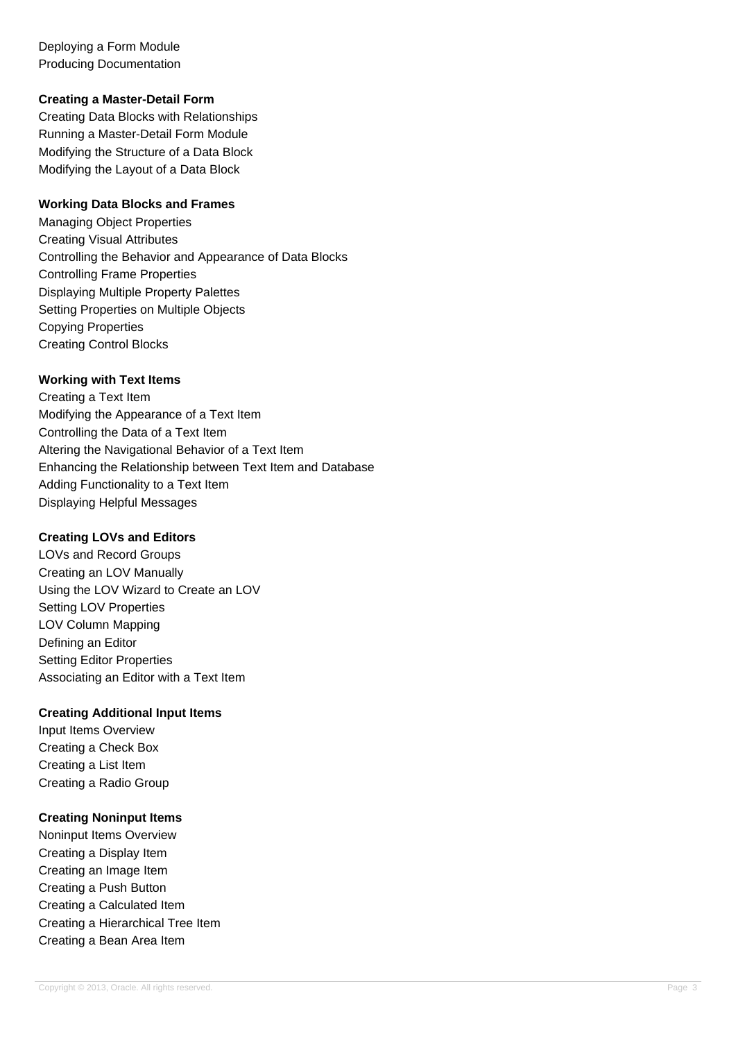Deploying a Form Module
Producing Documentation

**Creating a Master-Detail Form**

Creating Data Blocks with Relationships
Running a Master-Detail Form Module
Modifying the Structure of a Data Block
Modifying the Layout of a Data Block

**Working Data Blocks and Frames**

Managing Object Properties
Creating Visual Attributes
Controlling the Behavior and Appearance of Data Blocks
Controlling Frame Properties
Displaying Multiple Property Palettes
Setting Properties on Multiple Objects
Copying Properties
Creating Control Blocks

**Working with Text Items**

Creating a Text Item
Modifying the Appearance of a Text Item
Controlling the Data of a Text Item
Altering the Navigational Behavior of a Text Item
Enhancing the Relationship between Text Item and Database
Adding Functionality to a Text Item
Displaying Helpful Messages

**Creating LOVs and Editors**

LOVs and Record Groups
Creating an LOV Manually
Using the LOV Wizard to Create an LOV
Setting LOV Properties
LOV Column Mapping
Defining an Editor
Setting Editor Properties
Associating an Editor with a Text Item

**Creating Additional Input Items**

Input Items Overview
Creating a Check Box
Creating a List Item
Creating a Radio Group

**Creating Noninput Items**

Noninput Items Overview
Creating a Display Item
Creating an Image Item
Creating a Push Button
Creating a Calculated Item
Creating a Hierarchical Tree Item
Creating a Bean Area Item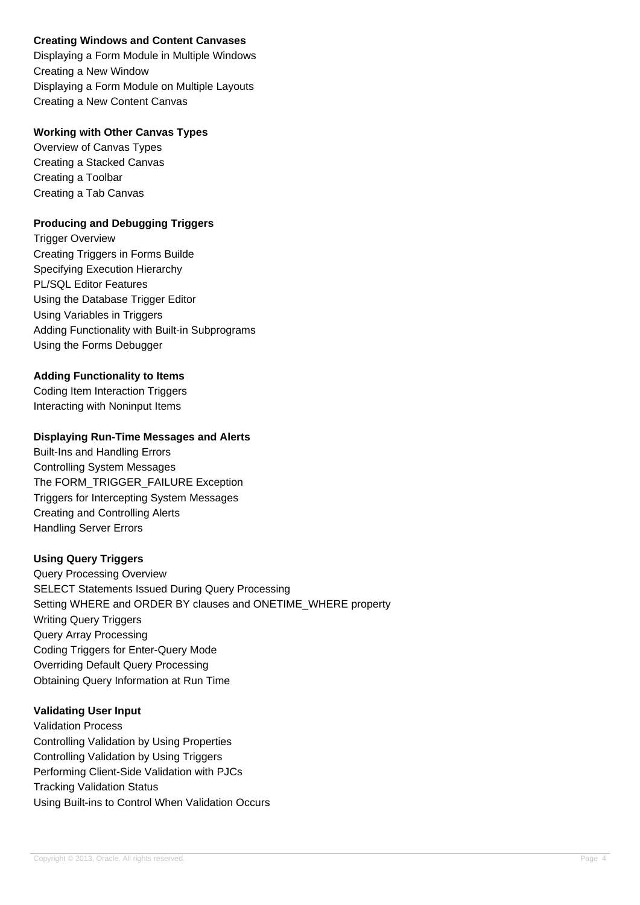**Creating Windows and Content Canvases**

Displaying a Form Module in Multiple Windows
Creating a New Window
Displaying a Form Module on Multiple Layouts
Creating a New Content Canvas

**Working with Other Canvas Types**

Overview of Canvas Types
Creating a Stacked Canvas
Creating a Toolbar
Creating a Tab Canvas

**Producing and Debugging Triggers**

Trigger Overview
Creating Triggers in Forms Builde
Specifying Execution Hierarchy
PL/SQL Editor Features
Using the Database Trigger Editor
Using Variables in Triggers
Adding Functionality with Built-in Subprograms
Using the Forms Debugger

**Adding Functionality to Items**

Coding Item Interaction Triggers
Interacting with Noninput Items

**Displaying Run-Time Messages and Alerts**

Built-Ins and Handling Errors
Controlling System Messages
The FORM_TRIGGER_FAILURE Exception
Triggers for Intercepting System Messages
Creating and Controlling Alerts
Handling Server Errors

**Using Query Triggers**

Query Processing Overview
SELECT Statements Issued During Query Processing
Setting WHERE and ORDER BY clauses and ONETIME_WHERE property
Writing Query Triggers
Query Array Processing
Coding Triggers for Enter-Query Mode
Overriding Default Query Processing
Obtaining Query Information at Run Time

**Validating User Input**

Validation Process
Controlling Validation by Using Properties
Controlling Validation by Using Triggers
Performing Client-Side Validation with PJCs
Tracking Validation Status
Using Built-ins to Control When Validation Occurs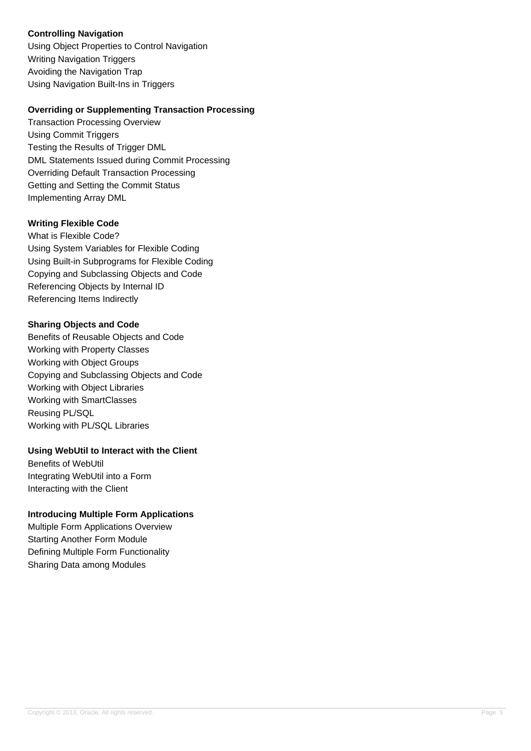**Controlling Navigation**

Using Object Properties to Control Navigation
Writing Navigation Triggers
Avoiding the Navigation Trap
Using Navigation Built-Ins in Triggers

**Overriding or Supplementing Transaction Processing**

Transaction Processing Overview
Using Commit Triggers
Testing the Results of Trigger DML
DML Statements Issued during Commit Processing
Overriding Default Transaction Processing
Getting and Setting the Commit Status
Implementing Array DML

**Writing Flexible Code**

What is Flexible Code?
Using System Variables for Flexible Coding
Using Built-in Subprograms for Flexible Coding
Copying and Subclassing Objects and Code
Referencing Objects by Internal ID
Referencing Items Indirectly

**Sharing Objects and Code**

Benefits of Reusable Objects and Code
Working with Property Classes
Working with Object Groups
Copying and Subclassing Objects and Code
Working with Object Libraries
Working with SmartClasses
Reusing PL/SQL
Working with PL/SQL Libraries

**Using WebUtil to Interact with the Client**

Benefits of WebUtil
Integrating WebUtil into a Form
Interacting with the Client

**Introducing Multiple Form Applications**

Multiple Form Applications Overview
Starting Another Form Module
Defining Multiple Form Functionality
Sharing Data among Modules